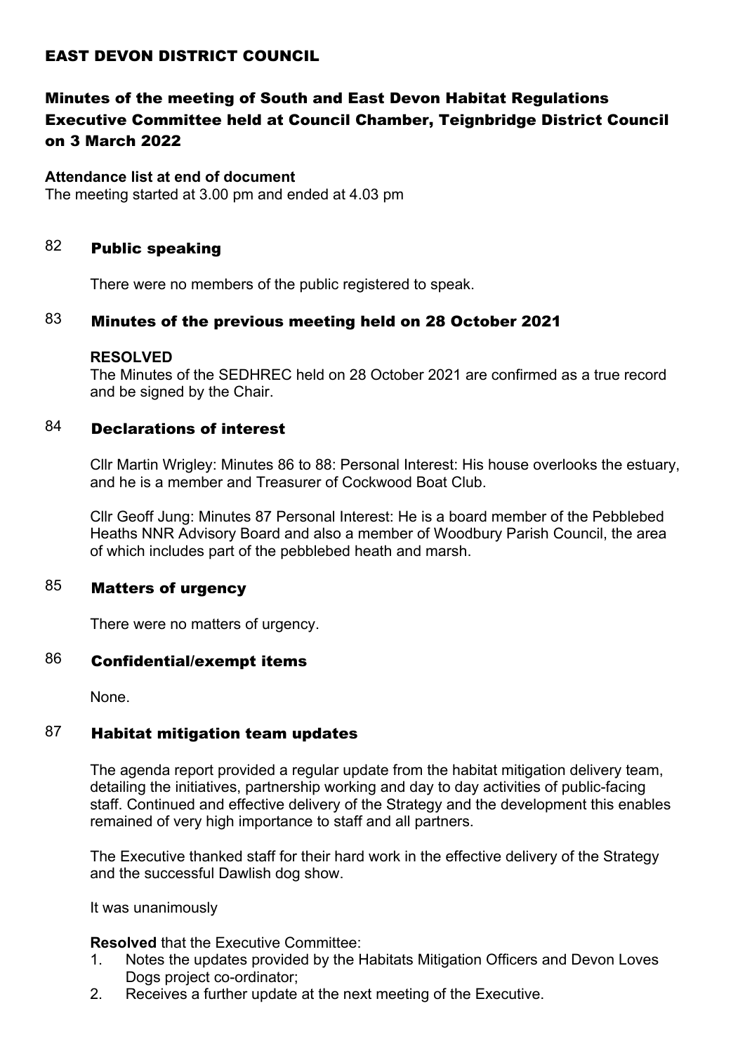# EAST DEVON DISTRICT COUNCIL

## Minutes of the meeting of South and East Devon Habitat Regulations Executive Committee held at Council Chamber, Teignbridge District Council on 3 March 2022

**Attendance list at end of document**
The meeting started at 3.00 pm and ended at 4.03 pm

### 82 Public speaking

There were no members of the public registered to speak.

### 83 Minutes of the previous meeting held on 28 October 2021

**RESOLVED**
The Minutes of the SEDHREC held on 28 October 2021 are confirmed as a true record and be signed by the Chair.

### 84 Declarations of interest

Cllr Martin Wrigley: Minutes 86 to 88: Personal Interest: His house overlooks the estuary, and he is a member and Treasurer of Cockwood Boat Club.

Cllr Geoff Jung: Minutes 87 Personal Interest: He is a board member of the Pebblebed Heaths NNR Advisory Board and also a member of Woodbury Parish Council, the area of which includes part of the pebblebed heath and marsh.

### 85 Matters of urgency

There were no matters of urgency.

### 86 Confidential/exempt items

None.

### 87 Habitat mitigation team updates

The agenda report provided a regular update from the habitat mitigation delivery team, detailing the initiatives, partnership working and day to day activities of public-facing staff. Continued and effective delivery of the Strategy and the development this enables remained of very high importance to staff and all partners.

The Executive thanked staff for their hard work in the effective delivery of the Strategy and the successful Dawlish dog show.

It was unanimously

**Resolved** that the Executive Committee:

1. Notes the updates provided by the Habitats Mitigation Officers and Devon Loves Dogs project co-ordinator;
2. Receives a further update at the next meeting of the Executive.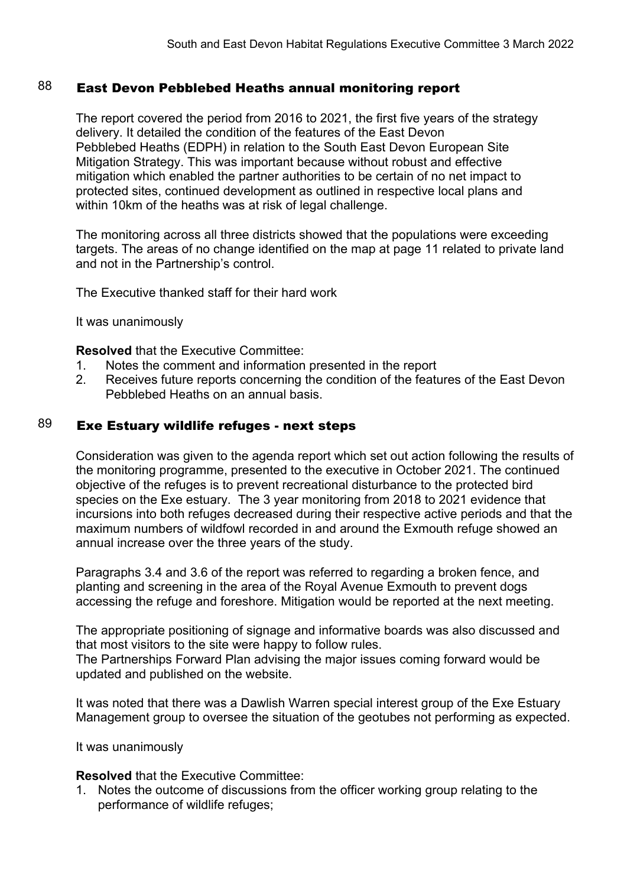## 88 East Devon Pebblebed Heaths annual monitoring report

The report covered the period from 2016 to 2021, the first five years of the strategy delivery. It detailed the condition of the features of the East Devon Pebblebed Heaths (EDPH) in relation to the South East Devon European Site Mitigation Strategy. This was important because without robust and effective mitigation which enabled the partner authorities to be certain of no net impact to protected sites, continued development as outlined in respective local plans and within 10km of the heaths was at risk of legal challenge.

The monitoring across all three districts showed that the populations were exceeding targets. The areas of no change identified on the map at page 11 related to private land and not in the Partnership's control.

The Executive thanked staff for their hard work

It was unanimously

**Resolved** that the Executive Committee:

1. Notes the comment and information presented in the report
2. Receives future reports concerning the condition of the features of the East Devon Pebblebed Heaths on an annual basis.

## 89 Exe Estuary wildlife refuges - next steps

Consideration was given to the agenda report which set out action following the results of the monitoring programme, presented to the executive in October 2021. The continued objective of the refuges is to prevent recreational disturbance to the protected bird species on the Exe estuary. The 3 year monitoring from 2018 to 2021 evidence that incursions into both refuges decreased during their respective active periods and that the maximum numbers of wildfowl recorded in and around the Exmouth refuge showed an annual increase over the three years of the study.

Paragraphs 3.4 and 3.6 of the report was referred to regarding a broken fence, and planting and screening in the area of the Royal Avenue Exmouth to prevent dogs accessing the refuge and foreshore. Mitigation would be reported at the next meeting.

The appropriate positioning of signage and informative boards was also discussed and that most visitors to the site were happy to follow rules.
The Partnerships Forward Plan advising the major issues coming forward would be updated and published on the website.

It was noted that there was a Dawlish Warren special interest group of the Exe Estuary Management group to oversee the situation of the geotubes not performing as expected.

It was unanimously

**Resolved** that the Executive Committee:

1. Notes the outcome of discussions from the officer working group relating to the performance of wildlife refuges;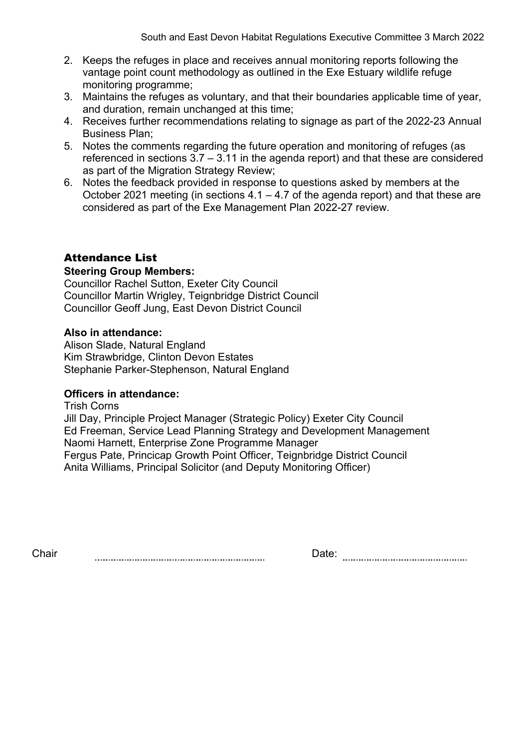2. Keeps the refuges in place and receives annual monitoring reports following the vantage point count methodology as outlined in the Exe Estuary wildlife refuge monitoring programme;
3. Maintains the refuges as voluntary, and that their boundaries applicable time of year, and duration, remain unchanged at this time;
4. Receives further recommendations relating to signage as part of the 2022-23 Annual Business Plan;
5. Notes the comments regarding the future operation and monitoring of refuges (as referenced in sections 3.7 – 3.11 in the agenda report) and that these are considered as part of the Migration Strategy Review;
6. Notes the feedback provided in response to questions asked by members at the October 2021 meeting (in sections 4.1 – 4.7 of the agenda report) and that these are considered as part of the Exe Management Plan 2022-27 review.

## Attendance List

**Steering Group Members:**
Councillor Rachel Sutton, Exeter City Council
Councillor Martin Wrigley, Teignbridge District Council
Councillor Geoff Jung, East Devon District Council

**Also in attendance:**
Alison Slade, Natural England
Kim Strawbridge, Clinton Devon Estates
Stephanie Parker-Stephenson, Natural England

**Officers in attendance:**
Trish Corns
Jill Day, Principle Project Manager (Strategic Policy) Exeter City Council
Ed Freeman, Service Lead Planning Strategy and Development Management
Naomi Harnett, Enterprise Zone Programme Manager
Fergus Pate, Princicap Growth Point Officer, Teignbridge District Council
Anita Williams, Principal Solicitor (and Deputy Monitoring Officer)

Chair ............................................................ Date: ............................................